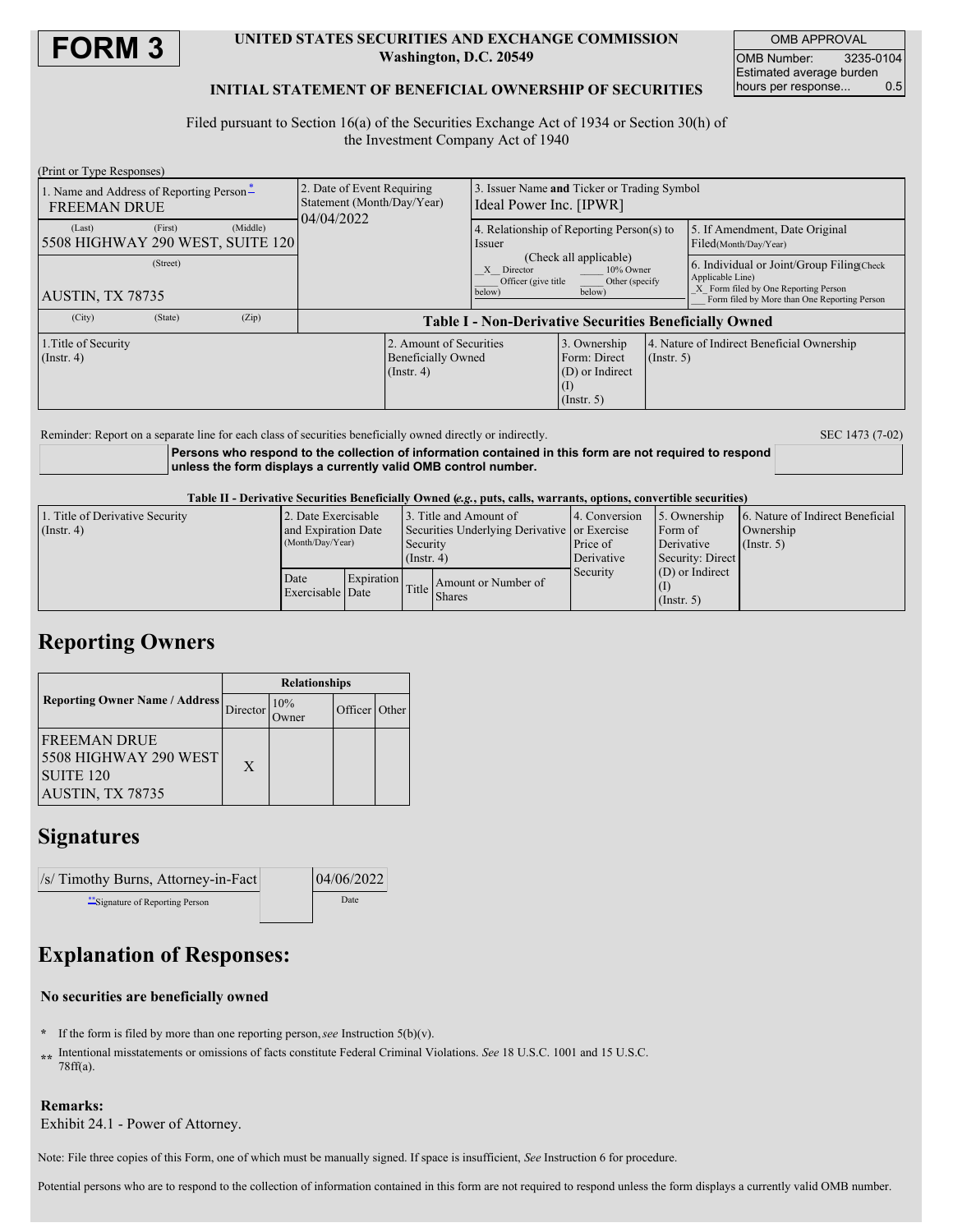# FORM 3

**UNITED STATES SECURITIES AND EXCHANGE COMMISSION**
**Washington, D.C. 20549**

**INITIAL STATEMENT OF BENEFICIAL OWNERSHIP OF SECURITIES**

| OMB APPROVAL | |
|---|---|
| OMB Number: | 3235-0104 |
| Estimated average burden hours per response... | 0.5 |

Filed pursuant to Section 16(a) of the Securities Exchange Act of 1934 or Section 30(h) of the Investment Company Act of 1940

(Print or Type Responses)

| 1. Name and Address of Reporting Person * | 2. Date of Event Requiring Statement (Month/Day/Year) | 3. Issuer Name and Ticker or Trading Symbol | |
|---|---|---|---|
| FREEMAN DRUE | 04/04/2022 | Ideal Power Inc. [IPWR] | |
| (Last) (First) (Middle) 5508 HIGHWAY 290 WEST, SUITE 120 | | 4. Relationship of Reporting Person(s) to Issuer (Check all applicable) _X_ Director ___ 10% Owner ___ Officer (give title below) ___ Other (specify below) | 5. If Amendment, Date Original Filed (Month/Day/Year) |
| (Street) AUSTIN, TX 78735 | | | 6. Individual or Joint/Group Filing (Check Applicable Line) _X_ Form filed by One Reporting Person ___ Form filed by More than One Reporting Person |
| (City) (State) (Zip) | | | |

**Table I - Non-Derivative Securities Beneficially Owned**

| 1.Title of Security (Instr. 4) | 2. Amount of Securities Beneficially Owned (Instr. 4) | 3. Ownership Form: Direct (D) or Indirect (I) (Instr. 5) | 4. Nature of Indirect Beneficial Ownership (Instr. 5) |
|---|---|---|---|

Reminder: Report on a separate line for each class of securities beneficially owned directly or indirectly.

SEC 1473 (7-02)

**Persons who respond to the collection of information contained in this form are not required to respond unless the form displays a currently valid OMB control number.**

**Table II - Derivative Securities Beneficially Owned (*e.g.*, puts, calls, warrants, options, convertible securities)**

| 1. Title of Derivative Security (Instr. 4) | 2. Date Exercisable and Expiration Date (Month/Day/Year) | | 3. Title and Amount of Securities Underlying Derivative Security (Instr. 4) | | 4. Conversion or Exercise Price of Derivative Security | 5. Ownership Form of Derivative Security: Direct (D) or Indirect (I) (Instr. 5) | 6. Nature of Indirect Beneficial Ownership (Instr. 5) |
|---|---|---|---|---|---|---|---|
| | Date Exercisable | Expiration Date | Title | Amount or Number of Shares | | | |

## Reporting Owners

| Reporting Owner Name / Address | Relationships | | | |
|---|---|---|---|---|
| | Director | 10% Owner | Officer | Other |
| FREEMAN DRUE 5508 HIGHWAY 290 WEST SUITE 120 AUSTIN, TX 78735 | X | | | |

## Signatures

| /s/ Timothy Burns, Attorney-in-Fact | 04/06/2022 |
|---|---|
| ** Signature of Reporting Person | Date |

## Explanation of Responses:

**No securities are beneficially owned**

\* If the form is filed by more than one reporting person, *see* Instruction 5(b)(v).

\*\* Intentional misstatements or omissions of facts constitute Federal Criminal Violations. *See* 18 U.S.C. 1001 and 15 U.S.C. 78ff(a).

**Remarks:**
Exhibit 24.1 - Power of Attorney.

Note: File three copies of this Form, one of which must be manually signed. If space is insufficient, *See* Instruction 6 for procedure.

Potential persons who are to respond to the collection of information contained in this form are not required to respond unless the form displays a currently valid OMB number.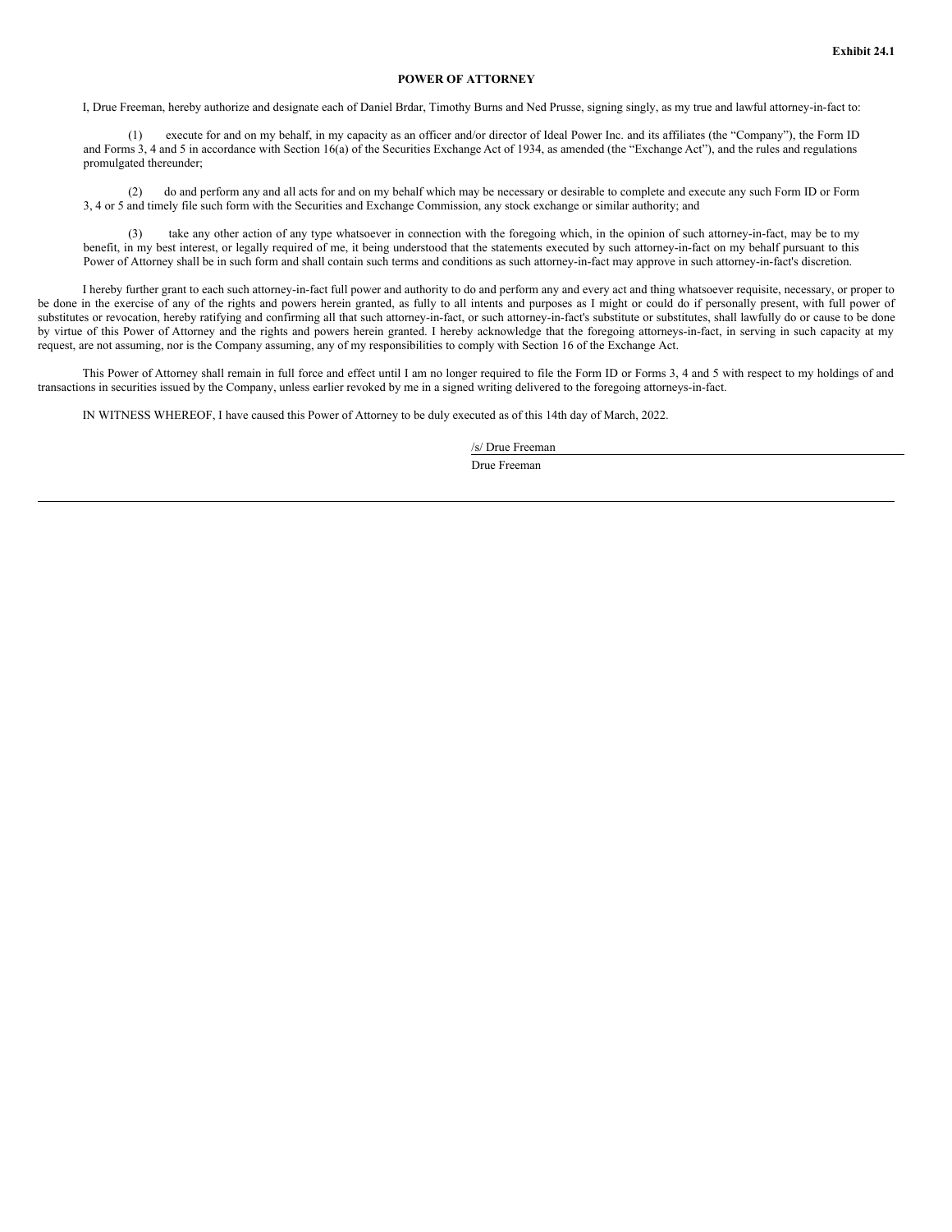**Exhibit 24.1**

**POWER OF ATTORNEY**

I, Drue Freeman, hereby authorize and designate each of Daniel Brdar, Timothy Burns and Ned Prusse, signing singly, as my true and lawful attorney-in-fact to:

(1) execute for and on my behalf, in my capacity as an officer and/or director of Ideal Power Inc. and its affiliates (the "Company"), the Form ID and Forms 3, 4 and 5 in accordance with Section 16(a) of the Securities Exchange Act of 1934, as amended (the "Exchange Act"), and the rules and regulations promulgated thereunder;

(2) do and perform any and all acts for and on my behalf which may be necessary or desirable to complete and execute any such Form ID or Form 3, 4 or 5 and timely file such form with the Securities and Exchange Commission, any stock exchange or similar authority; and

(3) take any other action of any type whatsoever in connection with the foregoing which, in the opinion of such attorney-in-fact, may be to my benefit, in my best interest, or legally required of me, it being understood that the statements executed by such attorney-in-fact on my behalf pursuant to this Power of Attorney shall be in such form and shall contain such terms and conditions as such attorney-in-fact may approve in such attorney-in-fact's discretion.

I hereby further grant to each such attorney-in-fact full power and authority to do and perform any and every act and thing whatsoever requisite, necessary, or proper to be done in the exercise of any of the rights and powers herein granted, as fully to all intents and purposes as I might or could do if personally present, with full power of substitutes or revocation, hereby ratifying and confirming all that such attorney-in-fact, or such attorney-in-fact's substitute or substitutes, shall lawfully do or cause to be done by virtue of this Power of Attorney and the rights and powers herein granted. I hereby acknowledge that the foregoing attorneys-in-fact, in serving in such capacity at my request, are not assuming, nor is the Company assuming, any of my responsibilities to comply with Section 16 of the Exchange Act.

This Power of Attorney shall remain in full force and effect until I am no longer required to file the Form ID or Forms 3, 4 and 5 with respect to my holdings of and transactions in securities issued by the Company, unless earlier revoked by me in a signed writing delivered to the foregoing attorneys-in-fact.

IN WITNESS WHEREOF, I have caused this Power of Attorney to be duly executed as of this 14th day of March, 2022.

/s/ Drue Freeman

Drue Freeman